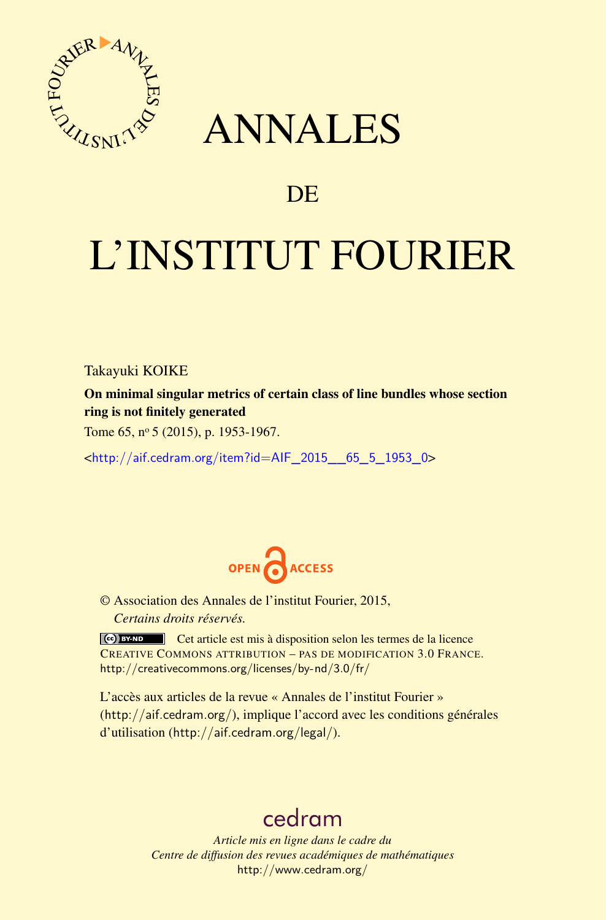# ANNALES

# DE

# L'INSTITUT FOURIER

Takayuki KOIKE

**On minimal singular metrics of certain class of line bundles whose section ring is not finitely generated**

Tome 65, n° 5 (2015), p. 1953-1967.

<http://aif.cedram.org/item?id=AIF_2015__65_5_1953_0>

OPEN ACCESS

© Association des Annales de l'institut Fourier, 2015,
*Certains droits réservés.*

Cet article est mis à disposition selon les termes de la licence CREATIVE COMMONS ATTRIBUTION – PAS DE MODIFICATION 3.0 FRANCE.
http://creativecommons.org/licenses/by-nd/3.0/fr/

L'accès aux articles de la revue « Annales de l'institut Fourier » (http://aif.cedram.org/), implique l'accord avec les conditions générales d'utilisation (http://aif.cedram.org/legal/).

cedram

*Article mis en ligne dans le cadre du*
*Centre de diffusion des revues académiques de mathématiques*
http://www.cedram.org/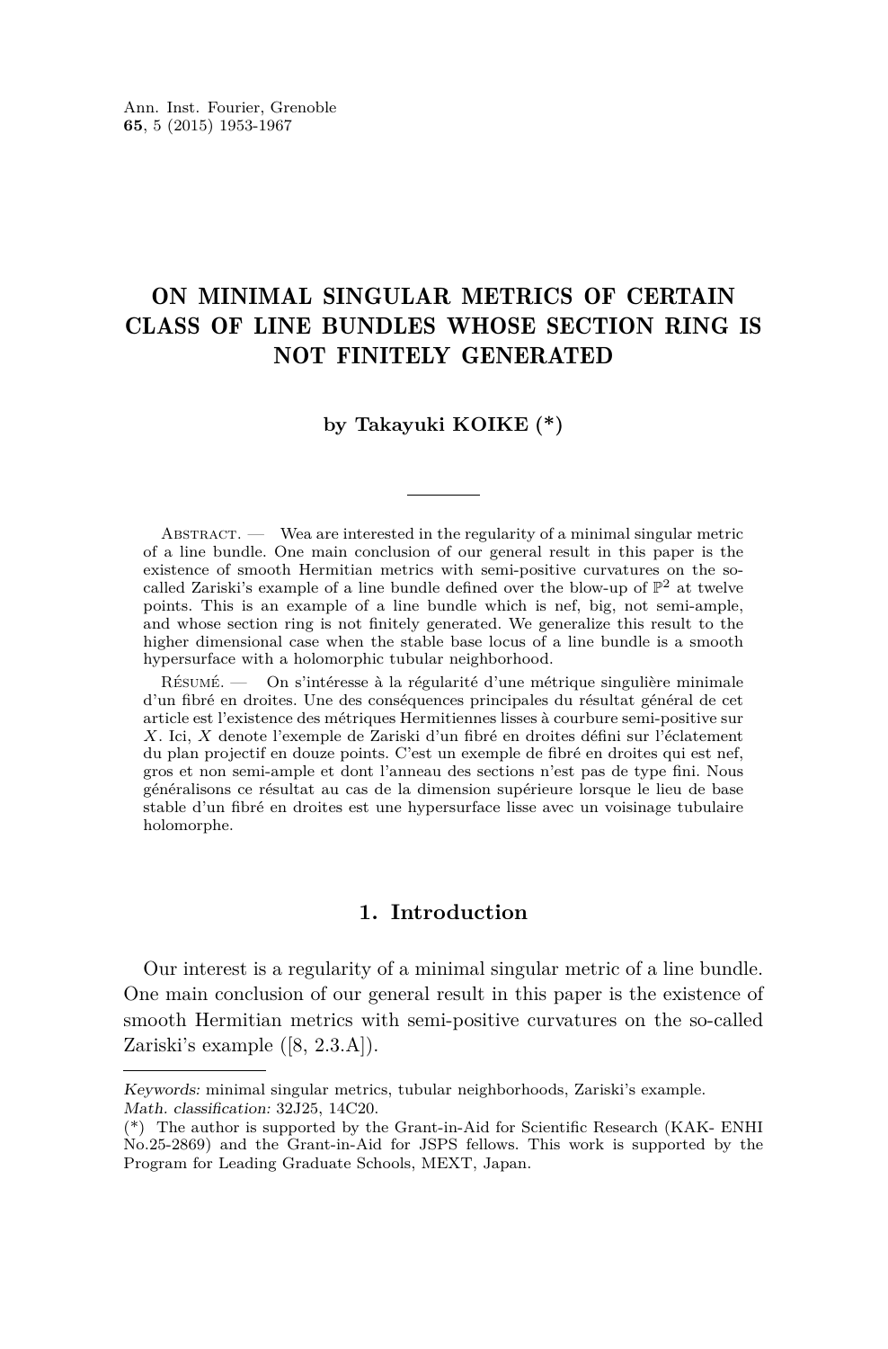Ann. Inst. Fourier, Grenoble
**65**, 5 (2015) 1953-1967

# ON MINIMAL SINGULAR METRICS OF CERTAIN CLASS OF LINE BUNDLES WHOSE SECTION RING IS NOT FINITELY GENERATED

**by Takayuki KOIKE (*)**

Abstract. — Wea are interested in the regularity of a minimal singular metric of a line bundle. One main conclusion of our general result in this paper is the existence of smooth Hermitian metrics with semi-positive curvatures on the so-called Zariski's example of a line bundle defined over the blow-up of $\mathbb{P}^2$ at twelve points. This is an example of a line bundle which is nef, big, not semi-ample, and whose section ring is not finitely generated. We generalize this result to the higher dimensional case when the stable base locus of a line bundle is a smooth hypersurface with a holomorphic tubular neighborhood.

Résumé. — On s'intéresse à la régularité d'une métrique singulière minimale d'un fibré en droites. Une des conséquences principales du résultat général de cet article est l'existence des métriques Hermitiennes lisses à courbure semi-positive sur $X$. Ici, $X$ denote l'exemple de Zariski d'un fibré en droites défini sur l'éclatement du plan projectif en douze points. C'est un exemple de fibré en droites qui est nef, gros et non semi-ample et dont l'anneau des sections n'est pas de type fini. Nous généralisons ce résultat au cas de la dimension supérieure lorsque le lieu de base stable d'un fibré en droites est une hypersurface lisse avec un voisinage tubulaire holomorphe.

## 1. Introduction

Our interest is a regularity of a minimal singular metric of a line bundle. One main conclusion of our general result in this paper is the existence of smooth Hermitian metrics with semi-positive curvatures on the so-called Zariski's example ([8, 2.3.A]).

*Keywords:* minimal singular metrics, tubular neighborhoods, Zariski's example.
*Math. classification:* 32J25, 14C20.
(*) The author is supported by the Grant-in-Aid for Scientific Research (KAK- ENHI No.25-2869) and the Grant-in-Aid for JSPS fellows. This work is supported by the Program for Leading Graduate Schools, MEXT, Japan.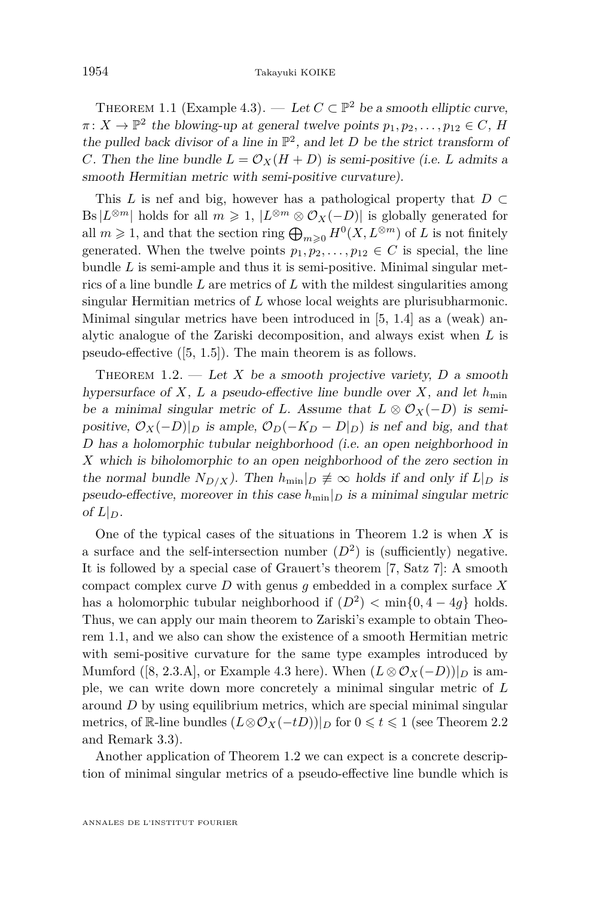Theorem 1.1 (Example 4.3). — *Let $C \subset \mathbb{P}^2$ be a smooth elliptic curve, $\pi\colon X \to \mathbb{P}^2$ the blowing-up at general twelve points $p_1, p_2, \dots, p_{12} \in C$, $H$ the pulled back divisor of a line in $\mathbb{P}^2$, and let $D$ be the strict transform of $C$. Then the line bundle $L = \mathcal{O}_X(H + D)$ is semi-positive (i.e. $L$ admits a smooth Hermitian metric with semi-positive curvature).*

This $L$ is nef and big, however has a pathological property that $D \subset \mathrm{Bs}\,|L^{\otimes m}|$ holds for all $m \geqslant 1$, $|L^{\otimes m} \otimes \mathcal{O}_X(-D)|$ is globally generated for all $m \geqslant 1$, and that the section ring $\bigoplus_{m \geqslant 0} H^0(X, L^{\otimes m})$ of $L$ is not finitely generated. When the twelve points $p_1, p_2, \dots, p_{12} \in C$ is special, the line bundle $L$ is semi-ample and thus it is semi-positive. Minimal singular metrics of a line bundle $L$ are metrics of $L$ with the mildest singularities among singular Hermitian metrics of $L$ whose local weights are plurisubharmonic. Minimal singular metrics have been introduced in [5, 1.4] as a (weak) analytic analogue of the Zariski decomposition, and always exist when $L$ is pseudo-effective ([5, 1.5]). The main theorem is as follows.

Theorem 1.2. — *Let $X$ be a smooth projective variety, $D$ a smooth hypersurface of $X$, $L$ a pseudo-effective line bundle over $X$, and let $h_{\min}$ be a minimal singular metric of $L$. Assume that $L \otimes \mathcal{O}_X(-D)$ is semi-positive, $\mathcal{O}_X(-D)|_D$ is ample, $\mathcal{O}_D(-K_D - D|_D)$ is nef and big, and that $D$ has a holomorphic tubular neighborhood (i.e. an open neighborhood in $X$ which is biholomorphic to an open neighborhood of the zero section in the normal bundle $N_{D/X}$). Then $h_{\min}|_D \not\equiv \infty$ holds if and only if $L|_D$ is pseudo-effective, moreover in this case $h_{\min}|_D$ is a minimal singular metric of $L|_D$.*

One of the typical cases of the situations in Theorem 1.2 is when $X$ is a surface and the self-intersection number $(D^2)$ is (sufficiently) negative. It is followed by a special case of Grauert's theorem [7, Satz 7]: A smooth compact complex curve $D$ with genus $g$ embedded in a complex surface $X$ has a holomorphic tubular neighborhood if $(D^2) < \min\{0, 4 - 4g\}$ holds. Thus, we can apply our main theorem to Zariski's example to obtain Theorem 1.1, and we also can show the existence of a smooth Hermitian metric with semi-positive curvature for the same type examples introduced by Mumford ([8, 2.3.A], or Example 4.3 here). When $(L \otimes \mathcal{O}_X(-D))|_D$ is ample, we can write down more concretely a minimal singular metric of $L$ around $D$ by using equilibrium metrics, which are special minimal singular metrics, of $\mathbb{R}$-line bundles $(L \otimes \mathcal{O}_X(-tD))|_D$ for $0 \leqslant t \leqslant 1$ (see Theorem 2.2 and Remark 3.3).

Another application of Theorem 1.2 we can expect is a concrete description of minimal singular metrics of a pseudo-effective line bundle which is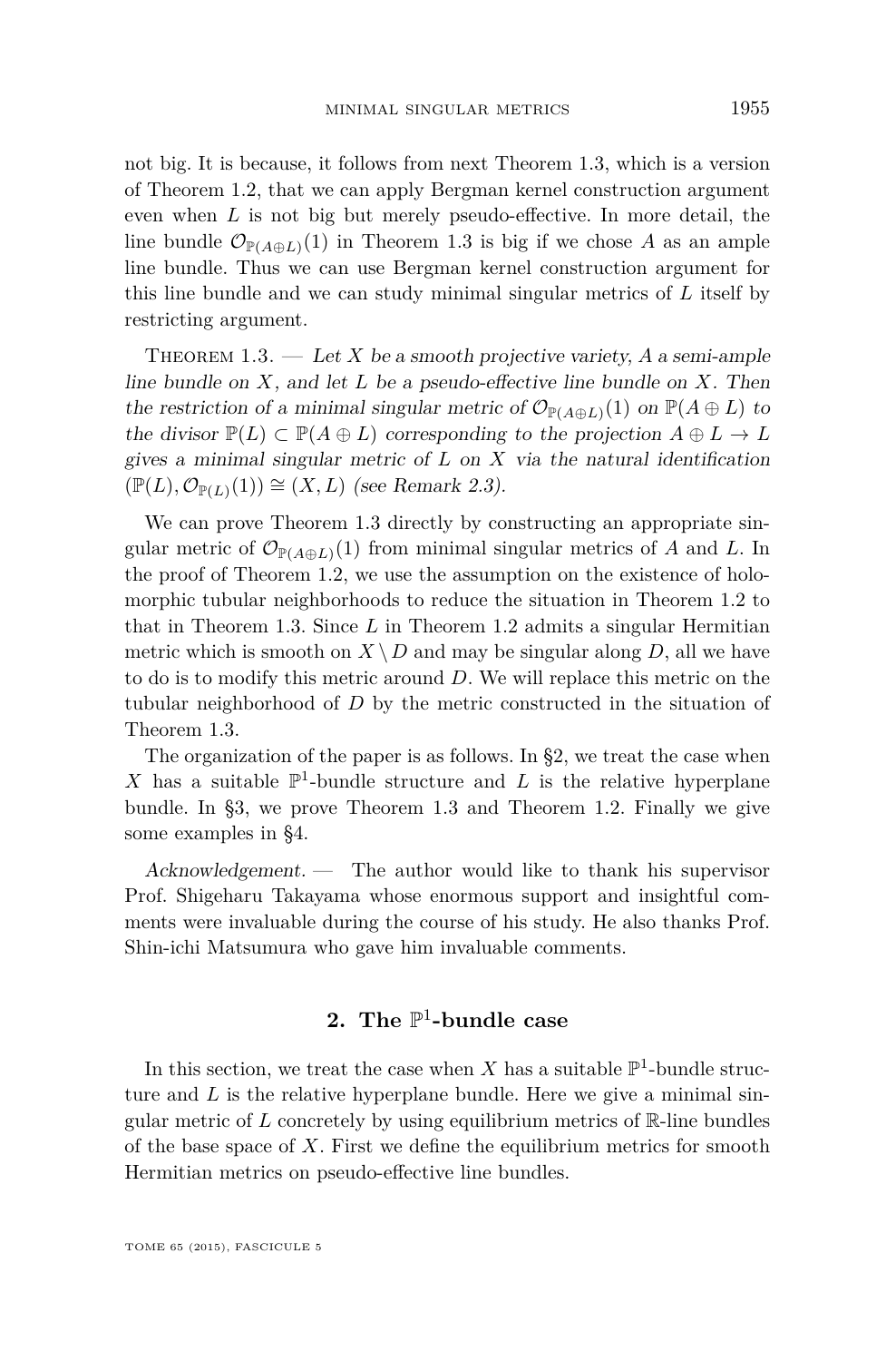not big. It is because, it follows from next Theorem 1.3, which is a version of Theorem 1.2, that we can apply Bergman kernel construction argument even when $L$ is not big but merely pseudo-effective. In more detail, the line bundle $\mathcal{O}_{\mathbb{P}(A\oplus L)}(1)$ in Theorem 1.3 is big if we chose $A$ as an ample line bundle. Thus we can use Bergman kernel construction argument for this line bundle and we can study minimal singular metrics of $L$ itself by restricting argument.

Theorem 1.3. — *Let $X$ be a smooth projective variety, $A$ a semi-ample line bundle on $X$, and let $L$ be a pseudo-effective line bundle on $X$. Then the restriction of a minimal singular metric of $\mathcal{O}_{\mathbb{P}(A\oplus L)}(1)$ on $\mathbb{P}(A \oplus L)$ to the divisor $\mathbb{P}(L) \subset \mathbb{P}(A \oplus L)$ corresponding to the projection $A \oplus L \to L$ gives a minimal singular metric of $L$ on $X$ via the natural identification $(\mathbb{P}(L), \mathcal{O}_{\mathbb{P}(L)}(1)) \cong (X, L)$ (see Remark 2.3).*

We can prove Theorem 1.3 directly by constructing an appropriate singular metric of $\mathcal{O}_{\mathbb{P}(A\oplus L)}(1)$ from minimal singular metrics of $A$ and $L$. In the proof of Theorem 1.2, we use the assumption on the existence of holomorphic tubular neighborhoods to reduce the situation in Theorem 1.2 to that in Theorem 1.3. Since $L$ in Theorem 1.2 admits a singular Hermitian metric which is smooth on $X \setminus D$ and may be singular along $D$, all we have to do is to modify this metric around $D$. We will replace this metric on the tubular neighborhood of $D$ by the metric constructed in the situation of Theorem 1.3.

The organization of the paper is as follows. In §2, we treat the case when $X$ has a suitable $\mathbb{P}^1$-bundle structure and $L$ is the relative hyperplane bundle. In §3, we prove Theorem 1.3 and Theorem 1.2. Finally we give some examples in §4.

*Acknowledgement.* — The author would like to thank his supervisor Prof. Shigeharu Takayama whose enormous support and insightful comments were invaluable during the course of his study. He also thanks Prof. Shin-ichi Matsumura who gave him invaluable comments.

## 2. The $\mathbb{P}^1$-bundle case

In this section, we treat the case when $X$ has a suitable $\mathbb{P}^1$-bundle structure and $L$ is the relative hyperplane bundle. Here we give a minimal singular metric of $L$ concretely by using equilibrium metrics of $\mathbb{R}$-line bundles of the base space of $X$. First we define the equilibrium metrics for smooth Hermitian metrics on pseudo-effective line bundles.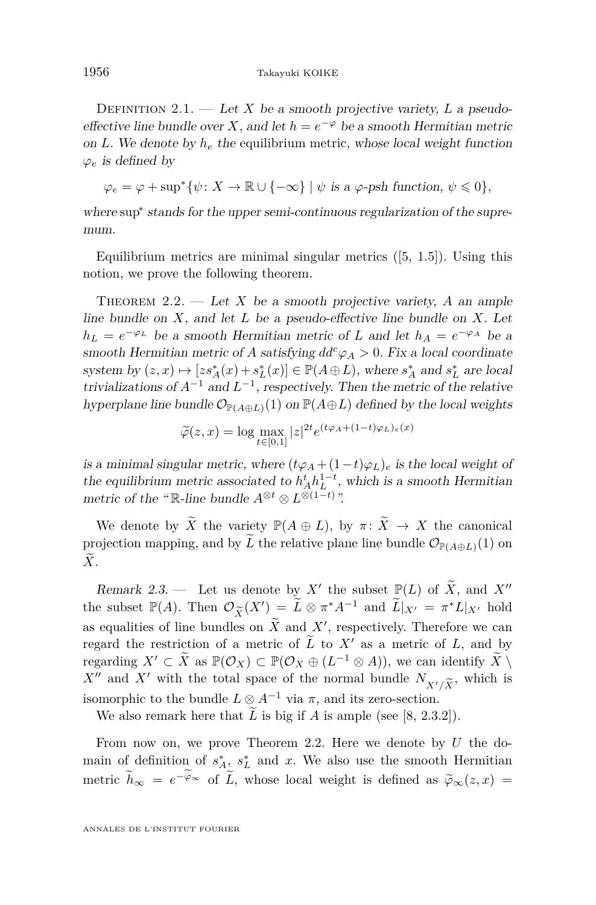Definition 2.1. — *Let $X$ be a smooth projective variety, $L$ a pseudo-effective line bundle over $X$, and let $h = e^{-\varphi}$ be a smooth Hermitian metric on $L$. We denote by $h_e$ the* equilibrium metric, *whose local weight function $\varphi_e$ is defined by*

$$\varphi_e = \varphi + \sup{}^*\{\psi\colon X \to \mathbb{R} \cup \{-\infty\} \mid \psi \text{ is a } \varphi\text{-psh function, } \psi \leqslant 0\},$$

*where* $\sup^*$ *stands for the upper semi-continuous regularization of the supremum.*

Equilibrium metrics are minimal singular metrics ([5, 1.5]). Using this notion, we prove the following theorem.

Theorem 2.2. — *Let $X$ be a smooth projective variety, $A$ an ample line bundle on $X$, and let $L$ be a pseudo-effective line bundle on $X$. Let $h_L = e^{-\varphi_L}$ be a smooth Hermitian metric of $L$ and let $h_A = e^{-\varphi_A}$ be a smooth Hermitian metric of $A$ satisfying $dd^c\varphi_A > 0$. Fix a local coordinate system by $(z, x) \mapsto [zs_A^*(x) + s_L^*(x)] \in \mathbb{P}(A \oplus L)$, where $s_A^*$ and $s_L^*$ are local trivializations of $A^{-1}$ and $L^{-1}$, respectively. Then the metric of the relative hyperplane line bundle $\mathcal{O}_{\mathbb{P}(A\oplus L)}(1)$ on $\mathbb{P}(A\oplus L)$ defined by the local weights*

$$\widetilde{\varphi}(z, x) = \log \max_{t\in[0,1]} |z|^{2t} e^{(t\varphi_A+(1-t)\varphi_L)_e(x)}$$

*is a minimal singular metric, where $(t\varphi_A + (1-t)\varphi_L)_e$ is the local weight of the equilibrium metric associated to $h_A^t h_L^{1-t}$, which is a smooth Hermitian metric of the "$\mathbb{R}$-line bundle $A^{\otimes t} \otimes L^{\otimes(1-t)}$".*

We denote by $\widetilde{X}$ the variety $\mathbb{P}(A \oplus L)$, by $\pi\colon \widetilde{X} \to X$ the canonical projection mapping, and by $\widetilde{L}$ the relative plane line bundle $\mathcal{O}_{\mathbb{P}(A\oplus L)}(1)$ on $\widetilde{X}$.

*Remark 2.3.* — Let us denote by $X'$ the subset $\mathbb{P}(L)$ of $\widetilde{X}$, and $X''$ the subset $\mathbb{P}(A)$. Then $\mathcal{O}_{\widetilde{X}}(X') = \widetilde{L} \otimes \pi^*A^{-1}$ and $\widetilde{L}|_{X'} = \pi^*L|_{X'}$ hold as equalities of line bundles on $\widetilde{X}$ and $X'$, respectively. Therefore we can regard the restriction of a metric of $\widetilde{L}$ to $X'$ as a metric of $L$, and by regarding $X' \subset \widetilde{X}$ as $\mathbb{P}(\mathcal{O}_X) \subset \mathbb{P}(\mathcal{O}_X \oplus (L^{-1} \otimes A))$, we can identify $\widetilde{X} \setminus X''$ and $X'$ with the total space of the normal bundle $N_{X'/\widetilde{X}}$, which is isomorphic to the bundle $L \otimes A^{-1}$ via $\pi$, and its zero-section.

We also remark here that $\widetilde{L}$ is big if $A$ is ample (see [8, 2.3.2]).

From now on, we prove Theorem 2.2. Here we denote by $U$ the domain of definition of $s_A^*$, $s_L^*$ and $x$. We also use the smooth Hermitian metric $\widetilde{h}_\infty = e^{-\widetilde{\varphi}_\infty}$ of $\widetilde{L}$, whose local weight is defined as $\widetilde{\varphi}_\infty(z, x) =$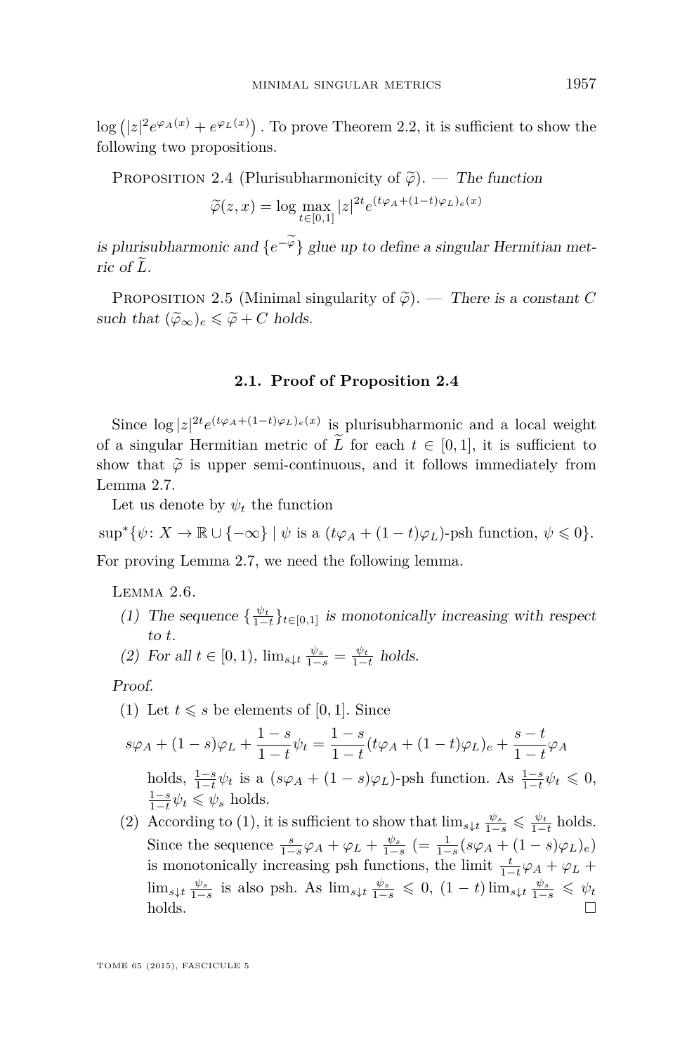$\log\left(|z|^2 e^{\varphi_A(x)} + e^{\varphi_L(x)}\right)$. To prove Theorem 2.2, it is sufficient to show the following two propositions.

Proposition 2.4 (Plurisubharmonicity of $\widetilde{\varphi}$). — *The function*

$$\widetilde{\varphi}(z,x) = \log \max_{t\in[0,1]} |z|^{2t} e^{(t\varphi_A + (1-t)\varphi_L)_e(x)}$$

*is plurisubharmonic and* $\{e^{-\widetilde{\varphi}}\}$ *glue up to define a singular Hermitian metric of* $\widetilde{L}$.

Proposition 2.5 (Minimal singularity of $\widetilde{\varphi}$). — *There is a constant* $C$ *such that* $(\widetilde{\varphi}_\infty)_e \leqslant \widetilde{\varphi} + C$ *holds.*

## 2.1. Proof of Proposition 2.4

Since $\log |z|^{2t} e^{(t\varphi_A + (1-t)\varphi_L)_e(x)}$ is plurisubharmonic and a local weight of a singular Hermitian metric of $\widetilde{L}$ for each $t \in [0,1]$, it is sufficient to show that $\widetilde{\varphi}$ is upper semi-continuous, and it follows immediately from Lemma 2.7.

Let us denote by $\psi_t$ the function

$$\sup{}^*\{\psi\colon X \to \mathbb{R}\cup\{-\infty\} \mid \psi \text{ is a } (t\varphi_A + (1-t)\varphi_L)\text{-psh function}, \ \psi \leqslant 0\}.$$

For proving Lemma 2.7, we need the following lemma.

Lemma 2.6.

1. *The sequence* $\{\frac{\psi_t}{1-t}\}_{t\in[0,1]}$ *is monotonically increasing with respect to* $t$.
2. *For all* $t \in [0,1)$, $\lim_{s\downarrow t} \frac{\psi_s}{1-s} = \frac{\psi_t}{1-t}$ *holds.*

*Proof.*

1. Let $t \leqslant s$ be elements of $[0,1]$. Since

$$s\varphi_A + (1-s)\varphi_L + \frac{1-s}{1-t}\psi_t = \frac{1-s}{1-t}(t\varphi_A + (1-t)\varphi_L)_e + \frac{s-t}{1-t}\varphi_A$$

   holds, $\frac{1-s}{1-t}\psi_t$ is a $(s\varphi_A + (1-s)\varphi_L)$-psh function. As $\frac{1-s}{1-t}\psi_t \leqslant 0$, $\frac{1-s}{1-t}\psi_t \leqslant \psi_s$ holds.

2. According to (1), it is sufficient to show that $\lim_{s\downarrow t} \frac{\psi_s}{1-s} \leqslant \frac{\psi_t}{1-t}$ holds. Since the sequence $\frac{s}{1-s}\varphi_A + \varphi_L + \frac{\psi_s}{1-s}$ $(= \frac{1}{1-s}(s\varphi_A + (1-s)\varphi_L)_e)$ is monotonically increasing psh functions, the limit $\frac{t}{1-t}\varphi_A + \varphi_L + \lim_{s\downarrow t}\frac{\psi_s}{1-s}$ is also psh. As $\lim_{s\downarrow t}\frac{\psi_s}{1-s} \leqslant 0$, $(1-t)\lim_{s\downarrow t}\frac{\psi_s}{1-s} \leqslant \psi_t$ holds. $\square$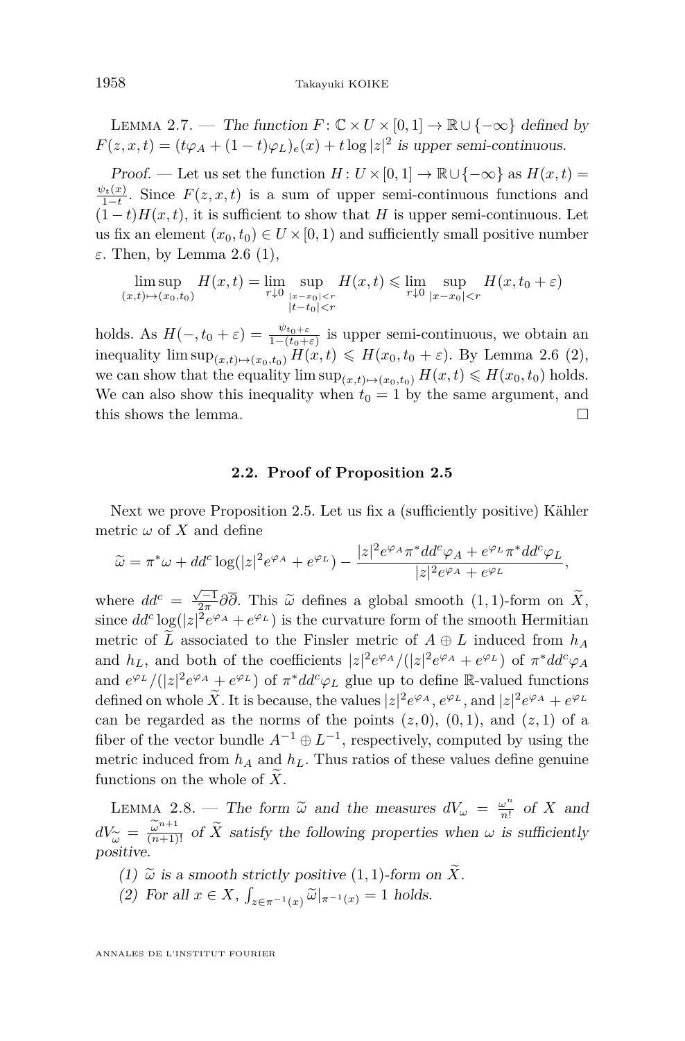Lemma 2.7. — *The function* $F\colon \mathbb{C}\times U\times[0,1]\to\mathbb{R}\cup\{-\infty\}$ *defined by* $F(z,x,t)=(t\varphi_A+(1-t)\varphi_L)_e(x)+t\log|z|^2$ *is upper semi-continuous.*

*Proof.* — Let us set the function $H\colon U\times[0,1]\to\mathbb{R}\cup\{-\infty\}$ as $H(x,t)=\frac{\psi_t(x)}{1-t}$. Since $F(z,x,t)$ is a sum of upper semi-continuous functions and $(1-t)H(x,t)$, it is sufficient to show that $H$ is upper semi-continuous. Let us fix an element $(x_0,t_0)\in U\times[0,1)$ and sufficiently small positive number $\varepsilon$. Then, by Lemma 2.6 (1),

$$\limsup_{(x,t)\mapsto(x_0,t_0)} H(x,t)=\lim_{r\downarrow 0}\sup_{\substack{|x-x_0|<r\\ |t-t_0|<r}} H(x,t)\leqslant \lim_{r\downarrow 0}\sup_{|x-x_0|<r} H(x,t_0+\varepsilon)$$

holds. As $H(-,t_0+\varepsilon)=\frac{\psi_{t_0+\varepsilon}}{1-(t_0+\varepsilon)}$ is upper semi-continuous, we obtain an inequality $\limsup_{(x,t)\mapsto(x_0,t_0)} H(x,t)\leqslant H(x_0,t_0+\varepsilon)$. By Lemma 2.6 (2), we can show that the equality $\limsup_{(x,t)\mapsto(x_0,t_0)} H(x,t)\leqslant H(x_0,t_0)$ holds. We can also show this inequality when $t_0=1$ by the same argument, and this shows the lemma. $\square$

## 2.2. Proof of Proposition 2.5

Next we prove Proposition 2.5. Let us fix a (sufficiently positive) Kähler metric $\omega$ of $X$ and define

$$\widetilde{\omega}=\pi^*\omega+dd^c\log(|z|^2e^{\varphi_A}+e^{\varphi_L})-\frac{|z|^2e^{\varphi_A}\pi^*dd^c\varphi_A+e^{\varphi_L}\pi^*dd^c\varphi_L}{|z|^2e^{\varphi_A}+e^{\varphi_L}},$$

where $dd^c=\frac{\sqrt{-1}}{2\pi}\partial\overline{\partial}$. This $\widetilde{\omega}$ defines a global smooth $(1,1)$-form on $\widetilde{X}$, since $dd^c\log(|z|^2e^{\varphi_A}+e^{\varphi_L})$ is the curvature form of the smooth Hermitian metric of $\widetilde{L}$ associated to the Finsler metric of $A\oplus L$ induced from $h_A$ and $h_L$, and both of the coefficients $|z|^2e^{\varphi_A}/(|z|^2e^{\varphi_A}+e^{\varphi_L})$ of $\pi^*dd^c\varphi_A$ and $e^{\varphi_L}/(|z|^2e^{\varphi_A}+e^{\varphi_L})$ of $\pi^*dd^c\varphi_L$ glue up to define $\mathbb{R}$-valued functions defined on whole $\widetilde{X}$. It is because, the values $|z|^2e^{\varphi_A}$, $e^{\varphi_L}$, and $|z|^2e^{\varphi_A}+e^{\varphi_L}$ can be regarded as the norms of the points $(z,0)$, $(0,1)$, and $(z,1)$ of a fiber of the vector bundle $A^{-1}\oplus L^{-1}$, respectively, computed by using the metric induced from $h_A$ and $h_L$. Thus ratios of these values define genuine functions on the whole of $\widetilde{X}$.

Lemma 2.8. — *The form* $\widetilde{\omega}$ *and the measures* $dV_\omega=\frac{\omega^n}{n!}$ *of* $X$ *and* $dV_{\widetilde{\omega}}=\frac{\widetilde{\omega}^{n+1}}{(n+1)!}$ *of* $\widetilde{X}$ *satisfy the following properties when* $\omega$ *is sufficiently positive.*

1. $\widetilde{\omega}$ *is a smooth strictly positive* $(1,1)$*-form on* $\widetilde{X}$.
2. *For all* $x\in X$, $\int_{z\in\pi^{-1}(x)}\widetilde{\omega}|_{\pi^{-1}(x)}=1$ *holds.*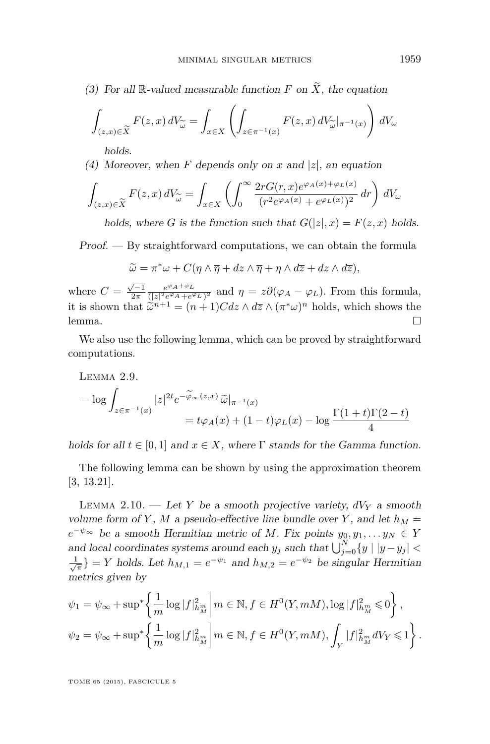(3) *For all $\mathbb{R}$-valued measurable function $F$ on $\widetilde{X}$, the equation*

$$\int_{(z,x)\in\widetilde{X}} F(z,x)\, dV_{\widetilde{\omega}} = \int_{x\in X}\left(\int_{z\in\pi^{-1}(x)} F(z,x)\, dV_{\widetilde{\omega}}|_{\pi^{-1}(x)}\right) dV_\omega$$

*holds.*

(4) *Moreover, when $F$ depends only on $x$ and $|z|$, an equation*

$$\int_{(z,x)\in\widetilde{X}} F(z,x)\, dV_{\widetilde{\omega}} = \int_{x\in X}\left(\int_0^\infty \frac{2rG(r,x)e^{\varphi_A(x)+\varphi_L(x)}}{(r^2e^{\varphi_A(x)}+e^{\varphi_L(x)})^2}\, dr\right) dV_\omega$$

*holds, where $G$ is the function such that $G(|z|,x) = F(z,x)$ holds.*

*Proof.* — By straightforward computations, we can obtain the formula

$$\widetilde{\omega} = \pi^*\omega + C(\eta\wedge\overline{\eta} + dz\wedge\overline{\eta} + \eta\wedge d\overline{z} + dz\wedge d\overline{z}),$$

where $C = \frac{\sqrt{-1}}{2\pi}\frac{e^{\varphi_A+\varphi_L}}{(|z|^2e^{\varphi_A}+e^{\varphi_L})^2}$ and $\eta = z\partial(\varphi_A - \varphi_L)$. From this formula, it is shown that $\widetilde{\omega}^{n+1} = (n+1)C dz\wedge d\overline{z}\wedge(\pi^*\omega)^n$ holds, which shows the lemma. □

We also use the following lemma, which can be proved by straightforward computations.

Lemma 2.9.

$$-\log\int_{z\in\pi^{-1}(x)} |z|^{2t}e^{-\widetilde{\varphi}_\infty(z,x)}\,\widetilde{\omega}|_{\pi^{-1}(x)} = t\varphi_A(x) + (1-t)\varphi_L(x) - \log\frac{\Gamma(1+t)\Gamma(2-t)}{4}$$

*holds for all $t\in[0,1]$ and $x\in X$, where $\Gamma$ stands for the Gamma function.*

The following lemma can be shown by using the approximation theorem [3, 13.21].

Lemma 2.10. — *Let $Y$ be a smooth projective variety, $dV_Y$ a smooth volume form of $Y$, $M$ a pseudo-effective line bundle over $Y$, and let $h_M = e^{-\psi_\infty}$ be a smooth Hermitian metric of $M$. Fix points $y_0, y_1, \dots y_N \in Y$ and local coordinates systems around each $y_j$ such that $\bigcup_{j=0}^N\{y \mid |y-y_j| < \frac{1}{\sqrt{\pi}}\} = Y$ holds. Let $h_{M,1} = e^{-\psi_1}$ and $h_{M,2} = e^{-\psi_2}$ be singular Hermitian metrics given by*

$$\psi_1 = \psi_\infty + \sup{}^*\left\{\frac{1}{m}\log|f|^2_{h_M^m}\,\middle|\, m\in\mathbb{N}, f\in H^0(Y,mM), \log|f|^2_{h_M^m}\leqslant 0\right\},$$

$$\psi_2 = \psi_\infty + \sup{}^*\left\{\frac{1}{m}\log|f|^2_{h_M^m}\,\middle|\, m\in\mathbb{N}, f\in H^0(Y,mM), \int_Y|f|^2_{h_M^m}dV_Y\leqslant 1\right\}.$$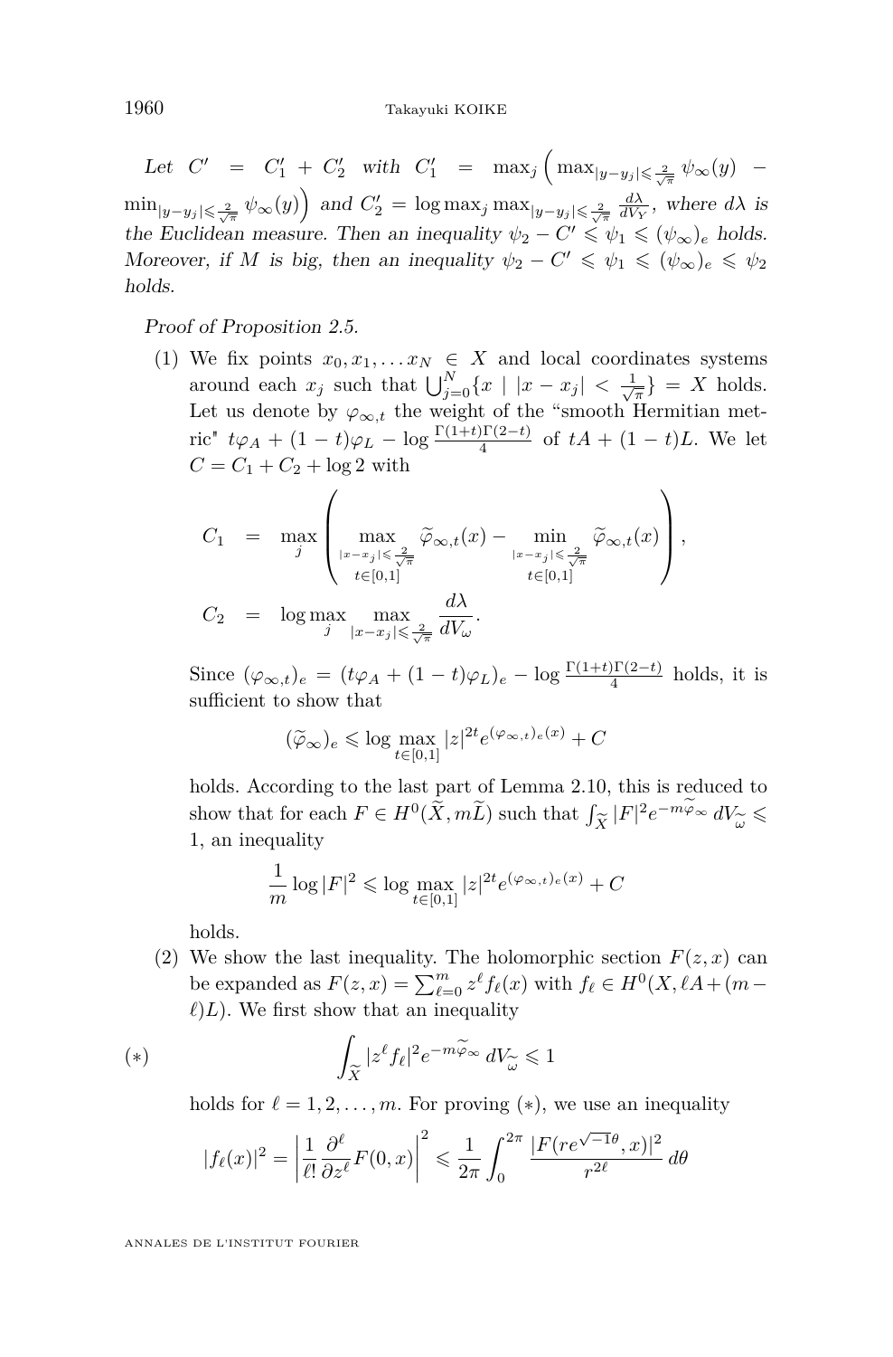*Let $C' = C'_1 + C'_2$ with $C'_1 = \max_j \Big( \max_{|y-y_j| \leqslant \frac{2}{\sqrt{\pi}}} \psi_\infty(y) - \min_{|y-y_j| \leqslant \frac{2}{\sqrt{\pi}}} \psi_\infty(y)\Big)$ and $C'_2 = \log \max_j \max_{|y-y_j| \leqslant \frac{2}{\sqrt{\pi}}} \frac{d\lambda}{dV_Y}$, where $d\lambda$ is the Euclidean measure. Then an inequality $\psi_2 - C' \leqslant \psi_1 \leqslant (\psi_\infty)_e$ holds. Moreover, if $M$ is big, then an inequality $\psi_2 - C' \leqslant \psi_1 \leqslant (\psi_\infty)_e \leqslant \psi_2$ holds.*

*Proof of Proposition 2.5.*

(1) We fix points $x_0, x_1, \dots x_N \in X$ and local coordinates systems around each $x_j$ such that $\bigcup_{j=0}^N \{x \mid |x - x_j| < \frac{1}{\sqrt{\pi}}\} = X$ holds. Let us denote by $\varphi_{\infty,t}$ the weight of the "smooth Hermitian metric" $t\varphi_A + (1-t)\varphi_L - \log \frac{\Gamma(1+t)\Gamma(2-t)}{4}$ of $tA + (1-t)L$. We let $C = C_1 + C_2 + \log 2$ with

$$
\begin{aligned}
C_1 &= \max_j \left( \max_{\substack{|x-x_j| \leqslant \frac{2}{\sqrt{\pi}} \\ t\in[0,1]}} \widetilde{\varphi}_{\infty,t}(x) - \min_{\substack{|x-x_j| \leqslant \frac{2}{\sqrt{\pi}} \\ t\in[0,1]}} \widetilde{\varphi}_{\infty,t}(x) \right), \\
C_2 &= \log \max_j \max_{|x-x_j| \leqslant \frac{2}{\sqrt{\pi}}} \frac{d\lambda}{dV_\omega}.
\end{aligned}
$$

Since $(\varphi_{\infty,t})_e = (t\varphi_A + (1-t)\varphi_L)_e - \log \frac{\Gamma(1+t)\Gamma(2-t)}{4}$ holds, it is sufficient to show that

$$
(\widetilde{\varphi}_\infty)_e \leqslant \log \max_{t\in[0,1]} |z|^{2t} e^{(\varphi_{\infty,t})_e(x)} + C
$$

holds. According to the last part of Lemma 2.10, this is reduced to show that for each $F \in H^0(\widetilde{X}, m\widetilde{L})$ such that $\int_{\widetilde{X}} |F|^2 e^{-m\widetilde{\varphi}_\infty} dV_{\widetilde{\omega}} \leqslant 1$, an inequality

$$
\frac{1}{m} \log |F|^2 \leqslant \log \max_{t\in[0,1]} |z|^{2t} e^{(\varphi_{\infty,t})_e(x)} + C
$$

holds.

(2) We show the last inequality. The holomorphic section $F(z,x)$ can be expanded as $F(z,x) = \sum_{\ell=0}^m z^\ell f_\ell(x)$ with $f_\ell \in H^0(X, \ell A + (m-\ell)L)$. We first show that an inequality

$$
\int_{\widetilde{X}} |z^\ell f_\ell|^2 e^{-m\widetilde{\varphi}_\infty} dV_{\widetilde{\omega}} \leqslant 1 \tag{$*$}
$$

holds for $\ell = 1, 2, \dots, m$. For proving $(*)$, we use an inequality

$$
|f_\ell(x)|^2 = \left| \frac{1}{\ell!} \frac{\partial^\ell}{\partial z^\ell} F(0,x) \right|^2 \leqslant \frac{1}{2\pi} \int_0^{2\pi} \frac{|F(re^{\sqrt{-1}\theta}, x)|^2}{r^{2\ell}} d\theta
$$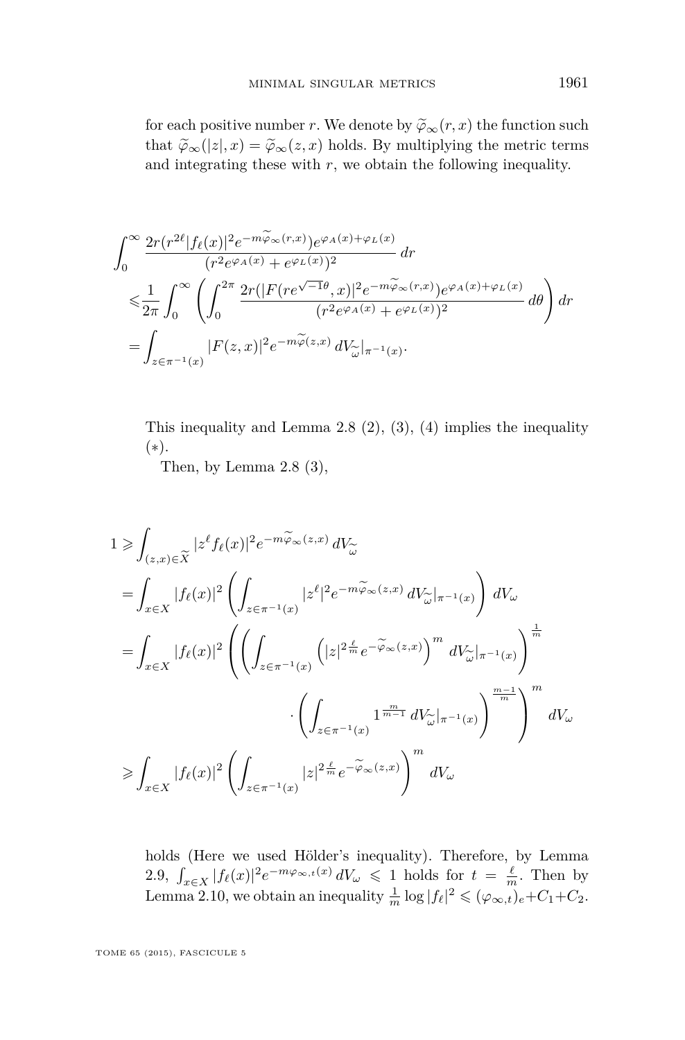for each positive number $r$. We denote by $\widetilde{\varphi}_\infty(r,x)$ the function such that $\widetilde{\varphi}_\infty(|z|,x) = \widetilde{\varphi}_\infty(z,x)$ holds. By multiplying the metric terms and integrating these with $r$, we obtain the following inequality.

$$
\begin{aligned}
&\int_0^\infty \frac{2r(r^{2\ell}|f_\ell(x)|^2 e^{-m\widetilde{\varphi}_\infty(r,x)})e^{\varphi_A(x)+\varphi_L(x)}}{(r^2 e^{\varphi_A(x)} + e^{\varphi_L(x)})^2}\, dr \\
&\leqslant \frac{1}{2\pi}\int_0^\infty \left( \int_0^{2\pi} \frac{2r(|F(re^{\sqrt{-1}\theta},x)|^2 e^{-m\widetilde{\varphi}_\infty(r,x)})e^{\varphi_A(x)+\varphi_L(x)}}{(r^2 e^{\varphi_A(x)} + e^{\varphi_L(x)})^2}\, d\theta \right) dr \\
&= \int_{z\in\pi^{-1}(x)} |F(z,x)|^2 e^{-m\widetilde{\varphi}(z,x)}\, dV_{\widetilde{\omega}}|_{\pi^{-1}(x)}.
\end{aligned}
$$

This inequality and Lemma 2.8 (2), (3), (4) implies the inequality $(*)$.

Then, by Lemma 2.8 (3),

$$
\begin{aligned}
1 &\geqslant \int_{(z,x)\in\widetilde{X}} |z^\ell f_\ell(x)|^2 e^{-m\widetilde{\varphi}_\infty(z,x)}\, dV_{\widetilde{\omega}} \\
&= \int_{x\in X} |f_\ell(x)|^2 \left( \int_{z\in\pi^{-1}(x)} |z^\ell|^2 e^{-m\widetilde{\varphi}_\infty(z,x)}\, dV_{\widetilde{\omega}}|_{\pi^{-1}(x)} \right) dV_\omega \\
&= \int_{x\in X} |f_\ell(x)|^2 \left( \left( \int_{z\in\pi^{-1}(x)} \left( |z|^{2\frac{\ell}{m}} e^{-\widetilde{\varphi}_\infty(z,x)} \right)^m dV_{\widetilde{\omega}}|_{\pi^{-1}(x)} \right)^{\frac{1}{m}} \right. \\
&\qquad\qquad \left. \cdot \left( \int_{z\in\pi^{-1}(x)} 1^{\frac{m}{m-1}}\, dV_{\widetilde{\omega}}|_{\pi^{-1}(x)} \right)^{\frac{m-1}{m}} \right)^m dV_\omega \\
&\geqslant \int_{x\in X} |f_\ell(x)|^2 \left( \int_{z\in\pi^{-1}(x)} |z|^{2\frac{\ell}{m}} e^{-\widetilde{\varphi}_\infty(z,x)} \right)^m dV_\omega
\end{aligned}
$$

holds (Here we used Hölder's inequality). Therefore, by Lemma 2.9, $\int_{x\in X} |f_\ell(x)|^2 e^{-m\varphi_{\infty,t}(x)}\, dV_\omega \leqslant 1$ holds for $t = \frac{\ell}{m}$. Then by Lemma 2.10, we obtain an inequality $\frac{1}{m}\log|f_\ell|^2 \leqslant (\varphi_{\infty,t})_e + C_1 + C_2$.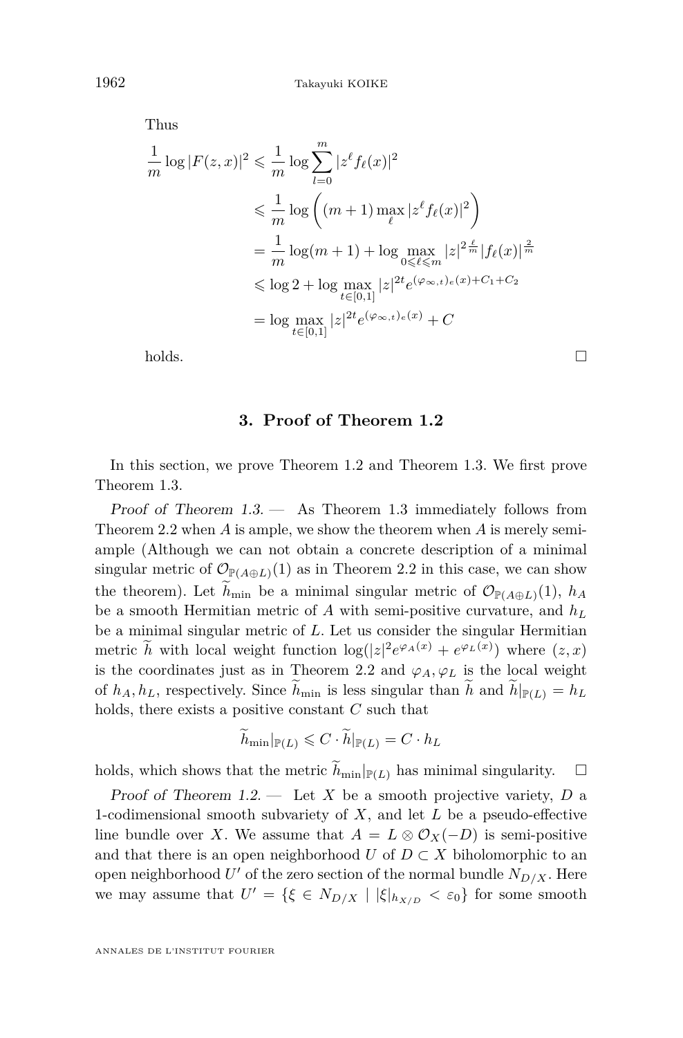Thus

$$
\begin{aligned}
\frac{1}{m}\log|F(z,x)|^2 &\leqslant \frac{1}{m}\log\sum_{l=0}^{m}|z^\ell f_\ell(x)|^2 \\
&\leqslant \frac{1}{m}\log\left((m+1)\max_\ell |z^\ell f_\ell(x)|^2\right) \\
&= \frac{1}{m}\log(m+1) + \log\max_{0\leqslant \ell\leqslant m}|z|^{2\frac{\ell}{m}}|f_\ell(x)|^{\frac{2}{m}} \\
&\leqslant \log 2 + \log\max_{t\in[0,1]}|z|^{2t}e^{(\varphi_{\infty,t})_e(x)+C_1+C_2} \\
&= \log\max_{t\in[0,1]}|z|^{2t}e^{(\varphi_{\infty,t})_e(x)} + C
\end{aligned}
$$

holds. □

## 3. Proof of Theorem 1.2

In this section, we prove Theorem 1.2 and Theorem 1.3. We first prove Theorem 1.3.

*Proof of Theorem 1.3.* — As Theorem 1.3 immediately follows from Theorem 2.2 when $A$ is ample, we show the theorem when $A$ is merely semi-ample (Although we can not obtain a concrete description of a minimal singular metric of $\mathcal{O}_{\mathbb{P}(A\oplus L)}(1)$ as in Theorem 2.2 in this case, we can show the theorem). Let $\widetilde{h}_{\min}$ be a minimal singular metric of $\mathcal{O}_{\mathbb{P}(A\oplus L)}(1)$, $h_A$ be a smooth Hermitian metric of $A$ with semi-positive curvature, and $h_L$ be a minimal singular metric of $L$. Let us consider the singular Hermitian metric $\widetilde{h}$ with local weight function $\log(|z|^2e^{\varphi_A(x)}+e^{\varphi_L(x)})$ where $(z,x)$ is the coordinates just as in Theorem 2.2 and $\varphi_A,\varphi_L$ is the local weight of $h_A,h_L$, respectively. Since $\widetilde{h}_{\min}$ is less singular than $\widetilde{h}$ and $\widetilde{h}|_{\mathbb{P}(L)} = h_L$ holds, there exists a positive constant $C$ such that

$$
\widetilde{h}_{\min}|_{\mathbb{P}(L)} \leqslant C\cdot \widetilde{h}|_{\mathbb{P}(L)} = C\cdot h_L
$$

holds, which shows that the metric $\widetilde{h}_{\min}|_{\mathbb{P}(L)}$ has minimal singularity. □

*Proof of Theorem 1.2.* — Let $X$ be a smooth projective variety, $D$ a 1-codimensional smooth subvariety of $X$, and let $L$ be a pseudo-effective line bundle over $X$. We assume that $A = L\otimes\mathcal{O}_X(-D)$ is semi-positive and that there is an open neighborhood $U$ of $D\subset X$ biholomorphic to an open neighborhood $U'$ of the zero section of the normal bundle $N_{D/X}$. Here we may assume that $U' = \{\xi\in N_{D/X}\mid |\xi|_{h_{X/D}} < \varepsilon_0\}$ for some smooth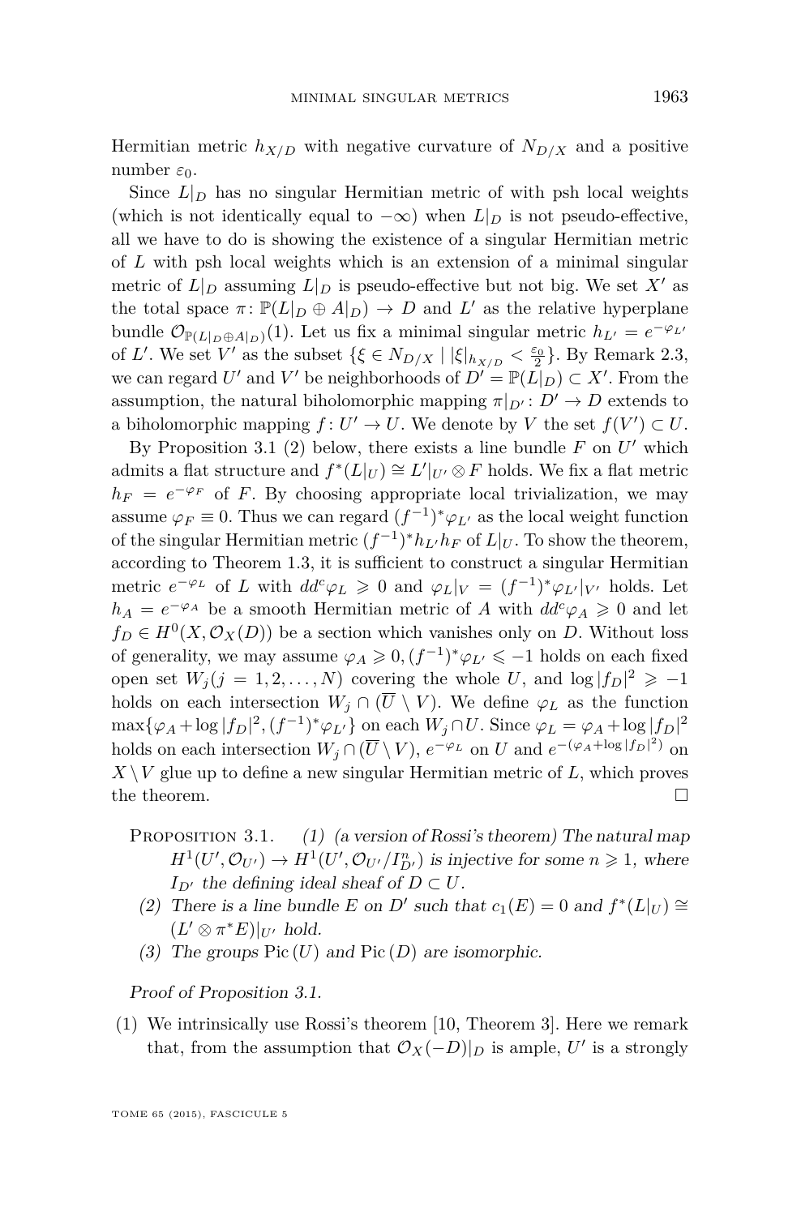Hermitian metric $h_{X/D}$ with negative curvature of $N_{D/X}$ and a positive number $\varepsilon_0$.

Since $L|_D$ has no singular Hermitian metric of with psh local weights (which is not identically equal to $-\infty$) when $L|_D$ is not pseudo-effective, all we have to do is showing the existence of a singular Hermitian metric of $L$ with psh local weights which is an extension of a minimal singular metric of $L|_D$ assuming $L|_D$ is pseudo-effective but not big. We set $X'$ as the total space $\pi\colon \mathbb{P}(L|_D \oplus A|_D) \to D$ and $L'$ as the relative hyperplane bundle $\mathcal{O}_{\mathbb{P}(L|_D\oplus A|_D)}(1)$. Let us fix a minimal singular metric $h_{L'} = e^{-\varphi_{L'}}$ of $L'$. We set $V'$ as the subset $\{\xi \in N_{D/X} \mid |\xi|_{h_{X/D}} < \frac{\varepsilon_0}{2}\}$. By Remark 2.3, we can regard $U'$ and $V'$ be neighborhoods of $D' = \mathbb{P}(L|_D) \subset X'$. From the assumption, the natural biholomorphic mapping $\pi|_{D'}\colon D' \to D$ extends to a biholomorphic mapping $f\colon U' \to U$. We denote by $V$ the set $f(V') \subset U$.

By Proposition 3.1 (2) below, there exists a line bundle $F$ on $U'$ which admits a flat structure and $f^*(L|_U) \cong L'|_{U'} \otimes F$ holds. We fix a flat metric $h_F = e^{-\varphi_F}$ of $F$. By choosing appropriate local trivialization, we may assume $\varphi_F \equiv 0$. Thus we can regard $(f^{-1})^*\varphi_{L'}$ as the local weight function of the singular Hermitian metric $(f^{-1})^*h_{L'}h_F$ of $L|_U$. To show the theorem, according to Theorem 1.3, it is sufficient to construct a singular Hermitian metric $e^{-\varphi_L}$ of $L$ with $dd^c\varphi_L \geqslant 0$ and $\varphi_L|_V = (f^{-1})^*\varphi_{L'}|_{V'}$ holds. Let $h_A = e^{-\varphi_A}$ be a smooth Hermitian metric of $A$ with $dd^c\varphi_A \geqslant 0$ and let $f_D \in H^0(X, \mathcal{O}_X(D))$ be a section which vanishes only on $D$. Without loss of generality, we may assume $\varphi_A \geqslant 0, (f^{-1})^*\varphi_{L'} \leqslant -1$ holds on each fixed open set $W_j (j = 1, 2, \dots, N)$ covering the whole $U$, and $\log|f_D|^2 \geqslant -1$ holds on each intersection $W_j \cap (\overline{U} \setminus V)$. We define $\varphi_L$ as the function $\max\{\varphi_A + \log|f_D|^2, (f^{-1})^*\varphi_{L'}\}$ on each $W_j \cap U$. Since $\varphi_L = \varphi_A + \log|f_D|^2$ holds on each intersection $W_j \cap (\overline{U} \setminus V)$, $e^{-\varphi_L}$ on $U$ and $e^{-(\varphi_A + \log|f_D|^2)}$ on $X \setminus V$ glue up to define a new singular Hermitian metric of $L$, which proves the theorem. $\square$

Proposition 3.1. *(1) (a version of Rossi's theorem) The natural map $H^1(U', \mathcal{O}_{U'}) \to H^1(U', \mathcal{O}_{U'}/I_{D'}^n)$ is injective for some $n \geqslant 1$, where $I_{D'}$ the defining ideal sheaf of $D \subset U$.*

*(2) There is a line bundle $E$ on $D'$ such that $c_1(E) = 0$ and $f^*(L|_U) \cong (L' \otimes \pi^*E)|_{U'}$ hold.*

*(3) The groups $\mathrm{Pic}\,(U)$ and $\mathrm{Pic}\,(D)$ are isomorphic.*

*Proof of Proposition 3.1.*

(1) We intrinsically use Rossi's theorem [10, Theorem 3]. Here we remark that, from the assumption that $\mathcal{O}_X(-D)|_D$ is ample, $U'$ is a strongly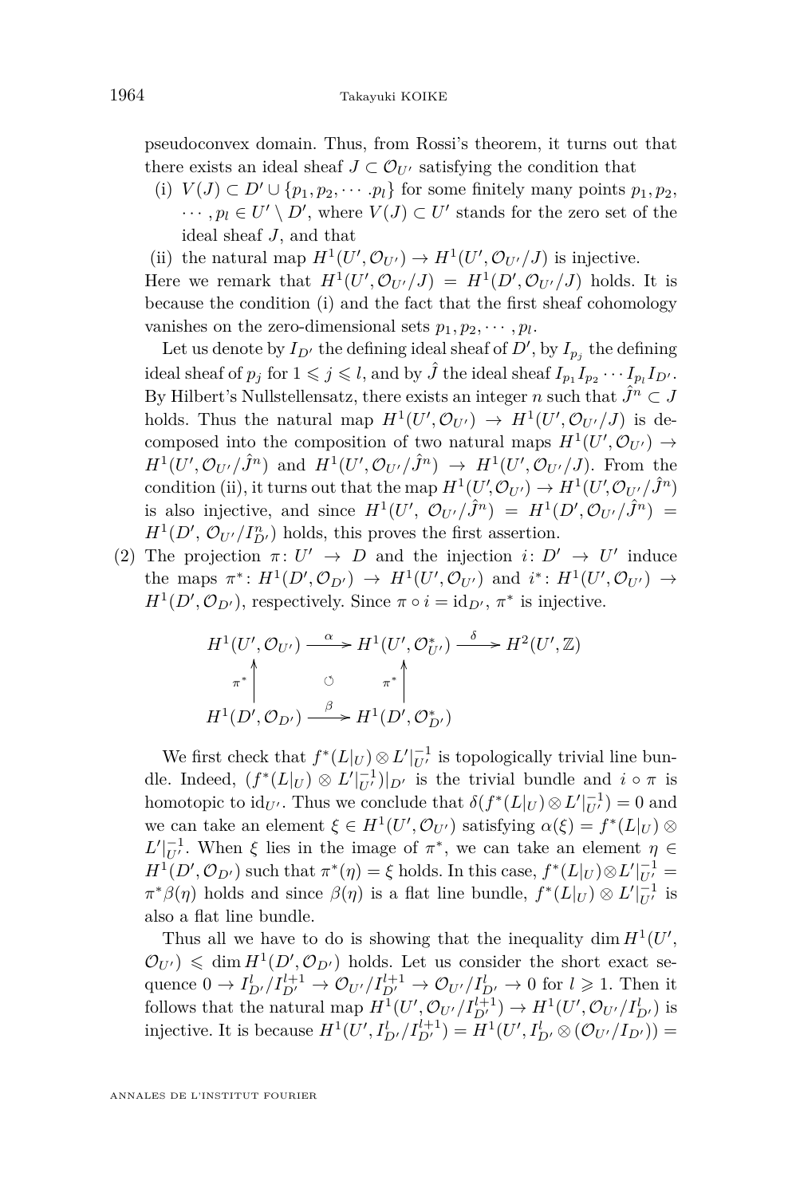pseudoconvex domain. Thus, from Rossi's theorem, it turns out that there exists an ideal sheaf $J \subset \mathcal{O}_{U'}$ satisfying the condition that

(i) $V(J) \subset D' \cup \{p_1, p_2, \cdots .p_l\}$ for some finitely many points $p_1, p_2, \cdots, p_l \in U' \setminus D'$, where $V(J) \subset U'$ stands for the zero set of the ideal sheaf $J$, and that

(ii) the natural map $H^1(U', \mathcal{O}_{U'}) \to H^1(U', \mathcal{O}_{U'}/J)$ is injective.

Here we remark that $H^1(U', \mathcal{O}_{U'}/J) = H^1(D', \mathcal{O}_{U'}/J)$ holds. It is because the condition (i) and the fact that the first sheaf cohomology vanishes on the zero-dimensional sets $p_1, p_2, \cdots, p_l$.

Let us denote by $I_{D'}$ the defining ideal sheaf of $D'$, by $I_{p_j}$ the defining ideal sheaf of $p_j$ for $1 \leqslant j \leqslant l$, and by $\hat{J}$ the ideal sheaf $I_{p_1} I_{p_2} \cdots I_{p_l} I_{D'}$. By Hilbert's Nullstellensatz, there exists an integer $n$ such that $\hat{J}^n \subset J$ holds. Thus the natural map $H^1(U', \mathcal{O}_{U'}) \to H^1(U', \mathcal{O}_{U'}/J)$ is decomposed into the composition of two natural maps $H^1(U', \mathcal{O}_{U'}) \to H^1(U', \mathcal{O}_{U'}/\hat{J}^n)$ and $H^1(U', \mathcal{O}_{U'}/\hat{J}^n) \to H^1(U', \mathcal{O}_{U'}/J)$. From the condition (ii), it turns out that the map $H^1(U', \mathcal{O}_{U'}) \to H^1(U', \mathcal{O}_{U'}/\hat{J}^n)$ is also injective, and since $H^1(U', \mathcal{O}_{U'}/\hat{J}^n) = H^1(D', \mathcal{O}_{U'}/\hat{J}^n) = H^1(D', \mathcal{O}_{U'}/I_{D'}^n)$ holds, this proves the first assertion.

(2) The projection $\pi\colon U' \to D$ and the injection $i\colon D' \to U'$ induce the maps $\pi^*\colon H^1(D', \mathcal{O}_{D'}) \to H^1(U', \mathcal{O}_{U'})$ and $i^*\colon H^1(U', \mathcal{O}_{U'}) \to H^1(D', \mathcal{O}_{D'})$, respectively. Since $\pi \circ i = \mathrm{id}_{D'}$, $\pi^*$ is injective.

$$
\begin{array}{ccccc}
H^1(U', \mathcal{O}_{U'}) & \xrightarrow{\alpha} & H^1(U', \mathcal{O}^*_{U'}) & \xrightarrow{\delta} & H^2(U', \mathbb{Z}) \\
\uparrow{\scriptstyle \pi^*} & \circlearrowleft & \uparrow{\scriptstyle \pi^*} & & \\
H^1(D', \mathcal{O}_{D'}) & \xrightarrow{\beta} & H^1(D', \mathcal{O}^*_{D'}) & &
\end{array}
$$

We first check that $f^*(L|_U) \otimes L'|_{U'}^{-1}$ is topologically trivial line bundle. Indeed, $(f^*(L|_U) \otimes L'|_{U'}^{-1})|_{D'}$ is the trivial bundle and $i \circ \pi$ is homotopic to $\mathrm{id}_{U'}$. Thus we conclude that $\delta(f^*(L|_U) \otimes L'|_{U'}^{-1}) = 0$ and we can take an element $\xi \in H^1(U', \mathcal{O}_{U'})$ satisfying $\alpha(\xi) = f^*(L|_U) \otimes L'|_{U'}^{-1}$. When $\xi$ lies in the image of $\pi^*$, we can take an element $\eta \in H^1(D', \mathcal{O}_{D'})$ such that $\pi^*(\eta) = \xi$ holds. In this case, $f^*(L|_U) \otimes L'|_{U'}^{-1} = \pi^*\beta(\eta)$ holds and since $\beta(\eta)$ is a flat line bundle, $f^*(L|_U) \otimes L'|_{U'}^{-1}$ is also a flat line bundle.

Thus all we have to do is showing that the inequality $\dim H^1(U', \mathcal{O}_{U'}) \leqslant \dim H^1(D', \mathcal{O}_{D'})$ holds. Let us consider the short exact sequence $0 \to I_{D'}^l / I_{D'}^{l+1} \to \mathcal{O}_{U'}/I_{D'}^{l+1} \to \mathcal{O}_{U'}/I_{D'}^l \to 0$ for $l \geqslant 1$. Then it follows that the natural map $H^1(U', \mathcal{O}_{U'}/I_{D'}^{l+1}) \to H^1(U', \mathcal{O}_{U'}/I_{D'}^l)$ is injective. It is because $H^1(U', I_{D'}^l/I_{D'}^{l+1}) = H^1(U', I_{D'}^l \otimes (\mathcal{O}_{U'}/I_{D'})) =$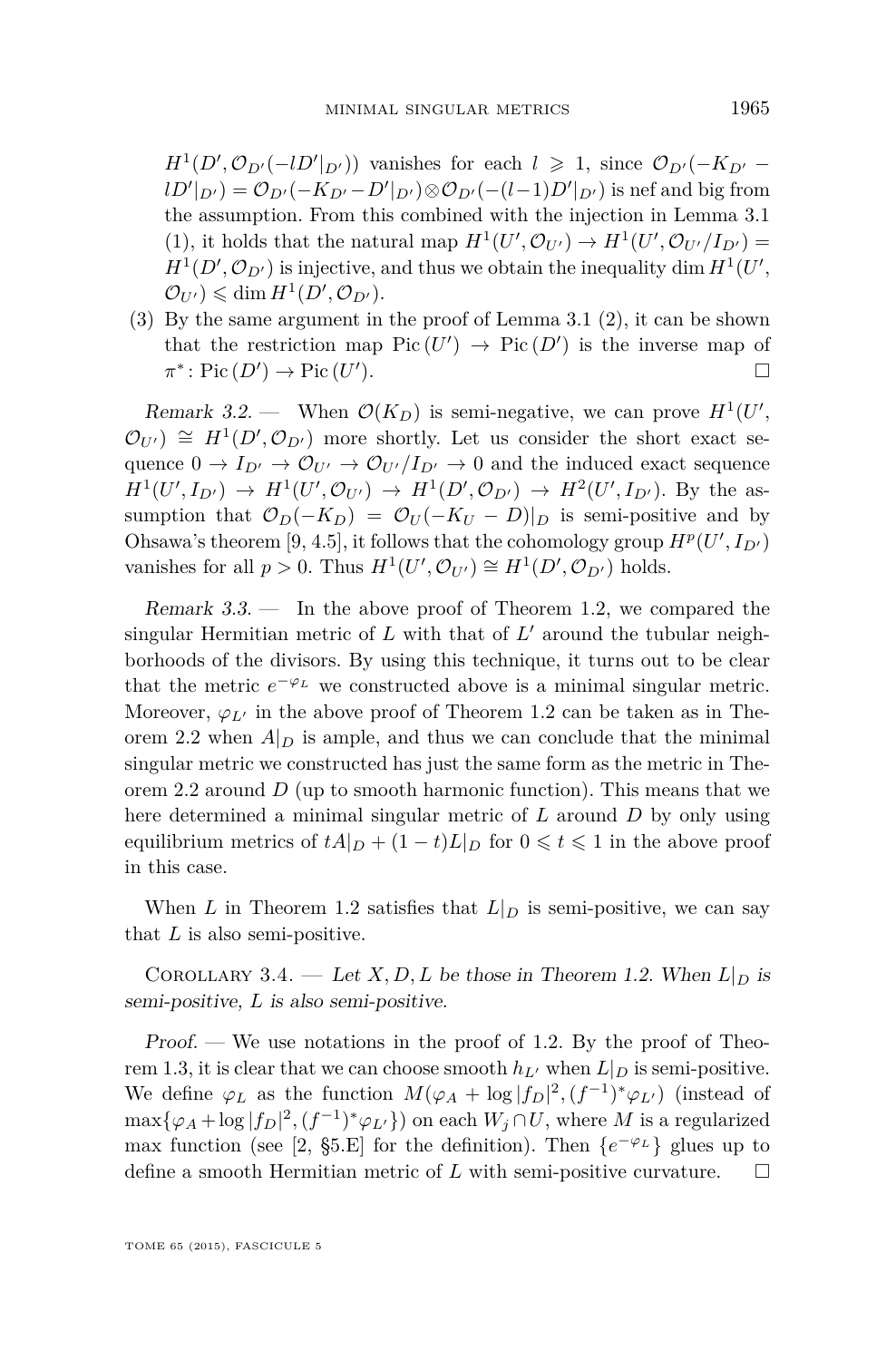$H^1(D', \mathcal{O}_{D'}(-lD'|_{D'}))$ vanishes for each $l \geqslant 1$, since $\mathcal{O}_{D'}(-K_{D'} - lD'|_{D'}) = \mathcal{O}_{D'}(-K_{D'} - D'|_{D'}) \otimes \mathcal{O}_{D'}(-(l-1)D'|_{D'})$ is nef and big from the assumption. From this combined with the injection in Lemma 3.1 (1), it holds that the natural map $H^1(U', \mathcal{O}_{U'}) \to H^1(U', \mathcal{O}_{U'}/I_{D'}) = H^1(D', \mathcal{O}_{D'})$ is injective, and thus we obtain the inequality $\dim H^1(U', \mathcal{O}_{U'}) \leqslant \dim H^1(D', \mathcal{O}_{D'})$.

(3) By the same argument in the proof of Lemma 3.1 (2), it can be shown that the restriction map $\mathrm{Pic}\,(U') \to \mathrm{Pic}\,(D')$ is the inverse map of $\pi^* \colon \mathrm{Pic}\,(D') \to \mathrm{Pic}\,(U')$. □

*Remark 3.2.* — When $\mathcal{O}(K_D)$ is semi-negative, we can prove $H^1(U', \mathcal{O}_{U'}) \cong H^1(D', \mathcal{O}_{D'})$ more shortly. Let us consider the short exact sequence $0 \to I_{D'} \to \mathcal{O}_{U'} \to \mathcal{O}_{U'}/I_{D'} \to 0$ and the induced exact sequence $H^1(U', I_{D'}) \to H^1(U', \mathcal{O}_{U'}) \to H^1(D', \mathcal{O}_{D'}) \to H^2(U', I_{D'})$. By the assumption that $\mathcal{O}_D(-K_D) = \mathcal{O}_U(-K_U - D)|_D$ is semi-positive and by Ohsawa's theorem [9, 4.5], it follows that the cohomology group $H^p(U', I_{D'})$ vanishes for all $p > 0$. Thus $H^1(U', \mathcal{O}_{U'}) \cong H^1(D', \mathcal{O}_{D'})$ holds.

*Remark 3.3.* — In the above proof of Theorem 1.2, we compared the singular Hermitian metric of $L$ with that of $L'$ around the tubular neighborhoods of the divisors. By using this technique, it turns out to be clear that the metric $e^{-\varphi_L}$ we constructed above is a minimal singular metric. Moreover, $\varphi_{L'}$ in the above proof of Theorem 1.2 can be taken as in Theorem 2.2 when $A|_D$ is ample, and thus we can conclude that the minimal singular metric we constructed has just the same form as the metric in Theorem 2.2 around $D$ (up to smooth harmonic function). This means that we here determined a minimal singular metric of $L$ around $D$ by only using equilibrium metrics of $tA|_D + (1-t)L|_D$ for $0 \leqslant t \leqslant 1$ in the above proof in this case.

When $L$ in Theorem 1.2 satisfies that $L|_D$ is semi-positive, we can say that $L$ is also semi-positive.

Corollary 3.4. — *Let $X, D, L$ be those in Theorem 1.2. When $L|_D$ is semi-positive, $L$ is also semi-positive.*

*Proof.* — We use notations in the proof of 1.2. By the proof of Theorem 1.3, it is clear that we can choose smooth $h_{L'}$ when $L|_D$ is semi-positive. We define $\varphi_L$ as the function $M(\varphi_A + \log |f_D|^2, (f^{-1})^*\varphi_{L'})$ (instead of $\max\{\varphi_A + \log |f_D|^2, (f^{-1})^*\varphi_{L'}\}$) on each $W_j \cap U$, where $M$ is a regularized max function (see [2, §5.E] for the definition). Then $\{e^{-\varphi_L}\}$ glues up to define a smooth Hermitian metric of $L$ with semi-positive curvature. □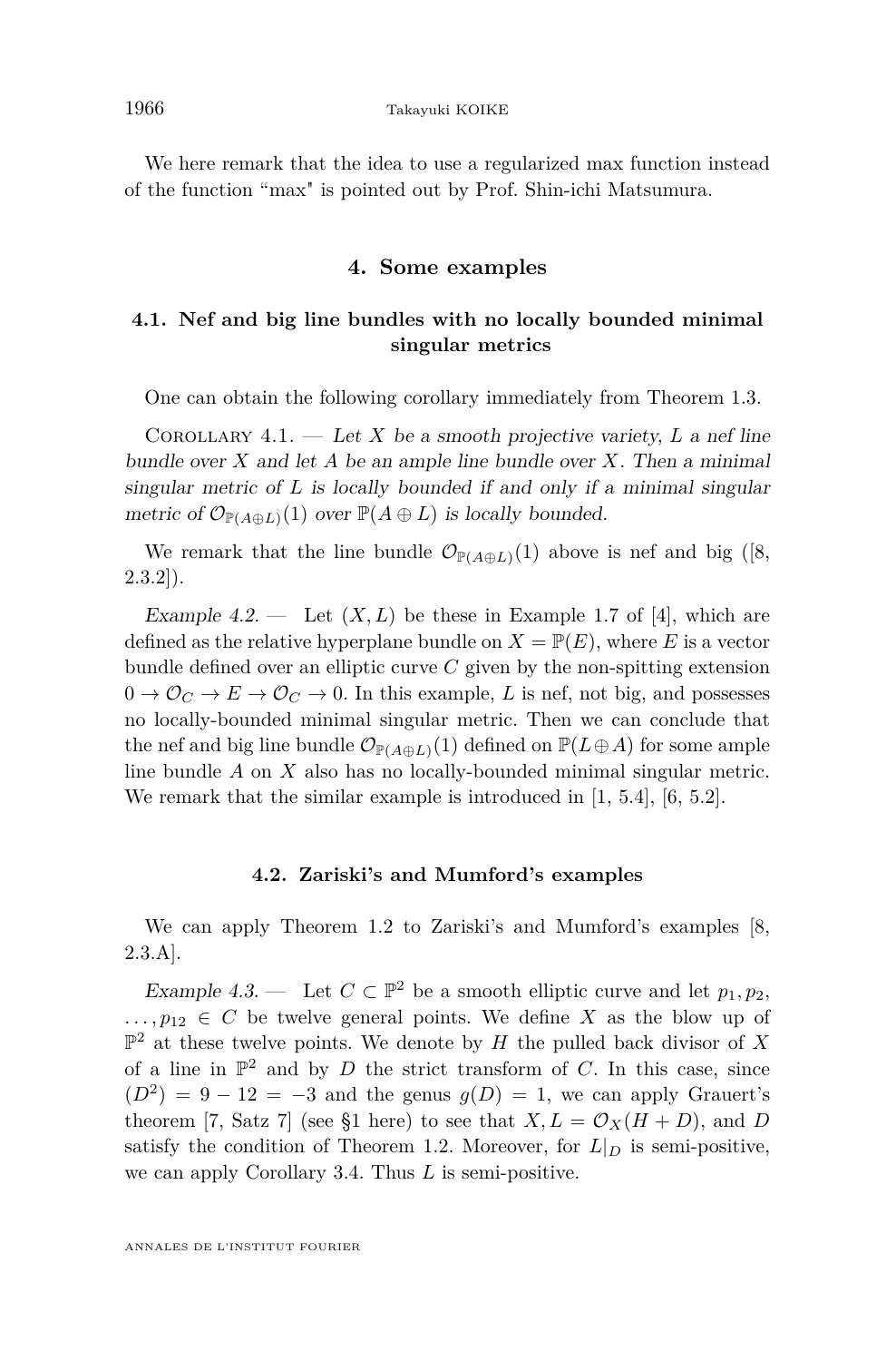We here remark that the idea to use a regularized max function instead of the function "max" is pointed out by Prof. Shin-ichi Matsumura.

## 4. Some examples

### 4.1. Nef and big line bundles with no locally bounded minimal singular metrics

One can obtain the following corollary immediately from Theorem 1.3.

Corollary 4.1. — *Let $X$ be a smooth projective variety, $L$ a nef line bundle over $X$ and let $A$ be an ample line bundle over $X$. Then a minimal singular metric of $L$ is locally bounded if and only if a minimal singular metric of $\mathcal{O}_{\mathbb{P}(A\oplus L)}(1)$ over $\mathbb{P}(A \oplus L)$ is locally bounded.*

We remark that the line bundle $\mathcal{O}_{\mathbb{P}(A\oplus L)}(1)$ above is nef and big ([8, 2.3.2]).

*Example 4.2.* — Let $(X, L)$ be these in Example 1.7 of [4], which are defined as the relative hyperplane bundle on $X = \mathbb{P}(E)$, where $E$ is a vector bundle defined over an elliptic curve $C$ given by the non-spitting extension $0 \to \mathcal{O}_C \to E \to \mathcal{O}_C \to 0$. In this example, $L$ is nef, not big, and possesses no locally-bounded minimal singular metric. Then we can conclude that the nef and big line bundle $\mathcal{O}_{\mathbb{P}(A\oplus L)}(1)$ defined on $\mathbb{P}(L \oplus A)$ for some ample line bundle $A$ on $X$ also has no locally-bounded minimal singular metric. We remark that the similar example is introduced in [1, 5.4], [6, 5.2].

### 4.2. Zariski's and Mumford's examples

We can apply Theorem 1.2 to Zariski's and Mumford's examples [8, 2.3.A].

*Example 4.3.* — Let $C \subset \mathbb{P}^2$ be a smooth elliptic curve and let $p_1, p_2, \dots, p_{12} \in C$ be twelve general points. We define $X$ as the blow up of $\mathbb{P}^2$ at these twelve points. We denote by $H$ the pulled back divisor of $X$ of a line in $\mathbb{P}^2$ and by $D$ the strict transform of $C$. In this case, since $(D^2) = 9 - 12 = -3$ and the genus $g(D) = 1$, we can apply Grauert's theorem [7, Satz 7] (see §1 here) to see that $X, L = \mathcal{O}_X(H + D)$, and $D$ satisfy the condition of Theorem 1.2. Moreover, for $L|_D$ is semi-positive, we can apply Corollary 3.4. Thus $L$ is semi-positive.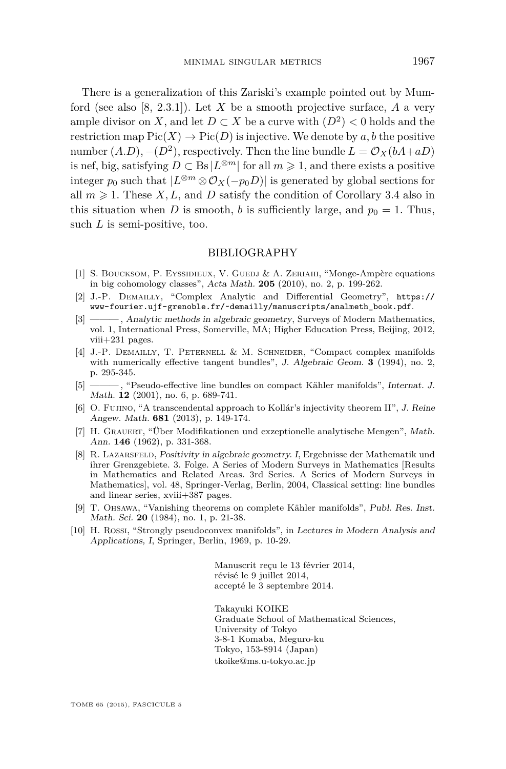There is a generalization of this Zariski's example pointed out by Mumford (see also [8, 2.3.1]). Let $X$ be a smooth projective surface, $A$ a very ample divisor on $X$, and let $D \subset X$ be a curve with $(D^2) < 0$ holds and the restriction map $\mathrm{Pic}(X) \to \mathrm{Pic}(D)$ is injective. We denote by $a, b$ the positive number $(A.D), -(D^2)$, respectively. Then the line bundle $L = \mathcal{O}_X(bA + aD)$ is nef, big, satisfying $D \subset \mathrm{Bs}\,|L^{\otimes m}|$ for all $m \geqslant 1$, and there exists a positive integer $p_0$ such that $|L^{\otimes m} \otimes \mathcal{O}_X(-p_0 D)|$ is generated by global sections for all $m \geqslant 1$. These $X, L$, and $D$ satisfy the condition of Corollary 3.4 also in this situation when $D$ is smooth, $b$ is sufficiently large, and $p_0 = 1$. Thus, such $L$ is semi-positive, too.

## BIBLIOGRAPHY

[1] S. Boucksom, P. Eyssidieux, V. Guedj & A. Zeriahi, "Monge-Ampère equations in big cohomology classes", *Acta Math.* **205** (2010), no. 2, p. 199-262.

[2] J.-P. Demailly, "Complex Analytic and Differential Geometry", https://www-fourier.ujf-grenoble.fr/~demailly/manuscripts/analmeth_book.pdf.

[3] ———, *Analytic methods in algebraic geometry*, Surveys of Modern Mathematics, vol. 1, International Press, Somerville, MA; Higher Education Press, Beijing, 2012, viii+231 pages.

[4] J.-P. Demailly, T. Peternell & M. Schneider, "Compact complex manifolds with numerically effective tangent bundles", *J. Algebraic Geom.* **3** (1994), no. 2, p. 295-345.

[5] ———, "Pseudo-effective line bundles on compact Kähler manifolds", *Internat. J. Math.* **12** (2001), no. 6, p. 689-741.

[6] O. Fujino, "A transcendental approach to Kollár's injectivity theorem II", *J. Reine Angew. Math.* **681** (2013), p. 149-174.

[7] H. Grauert, "Über Modifikationen und exzeptionelle analytische Mengen", *Math. Ann.* **146** (1962), p. 331-368.

[8] R. Lazarsfeld, *Positivity in algebraic geometry. I*, Ergebnisse der Mathematik und ihrer Grenzgebiete. 3. Folge. A Series of Modern Surveys in Mathematics [Results in Mathematics and Related Areas. 3rd Series. A Series of Modern Surveys in Mathematics], vol. 48, Springer-Verlag, Berlin, 2004, Classical setting: line bundles and linear series, xviii+387 pages.

[9] T. Ohsawa, "Vanishing theorems on complete Kähler manifolds", *Publ. Res. Inst. Math. Sci.* **20** (1984), no. 1, p. 21-38.

[10] H. Rossi, "Strongly pseudoconvex manifolds", in *Lectures in Modern Analysis and Applications, I*, Springer, Berlin, 1969, p. 10-29.

Manuscrit reçu le 13 février 2014,
révisé le 9 juillet 2014,
accepté le 3 septembre 2014.

Takayuki KOIKE
Graduate School of Mathematical Sciences,
University of Tokyo
3-8-1 Komaba, Meguro-ku
Tokyo, 153-8914 (Japan)
tkoike@ms.u-tokyo.ac.jp